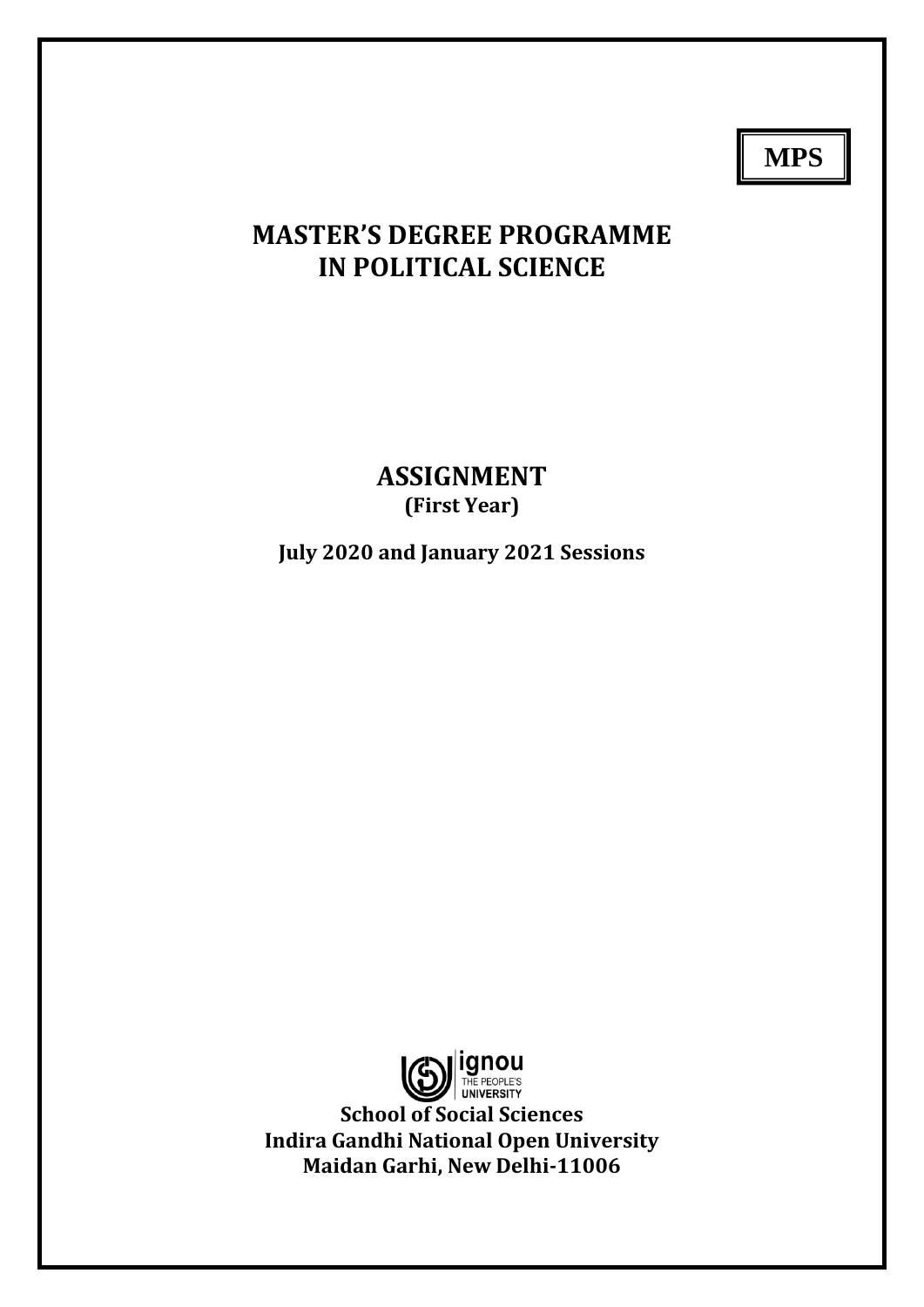**MPS**

# MASTER'S DEGREE PROGRAMME IN POLITICAL SCIENCE

## ASSIGNMENT

**(First Year)**

**July 2020 and January 2021 Sessions**

ignou
THE PEOPLE'S UNIVERSITY

**School of Social Sciences**
**Indira Gandhi National Open University**
**Maidan Garhi, New Delhi-11006**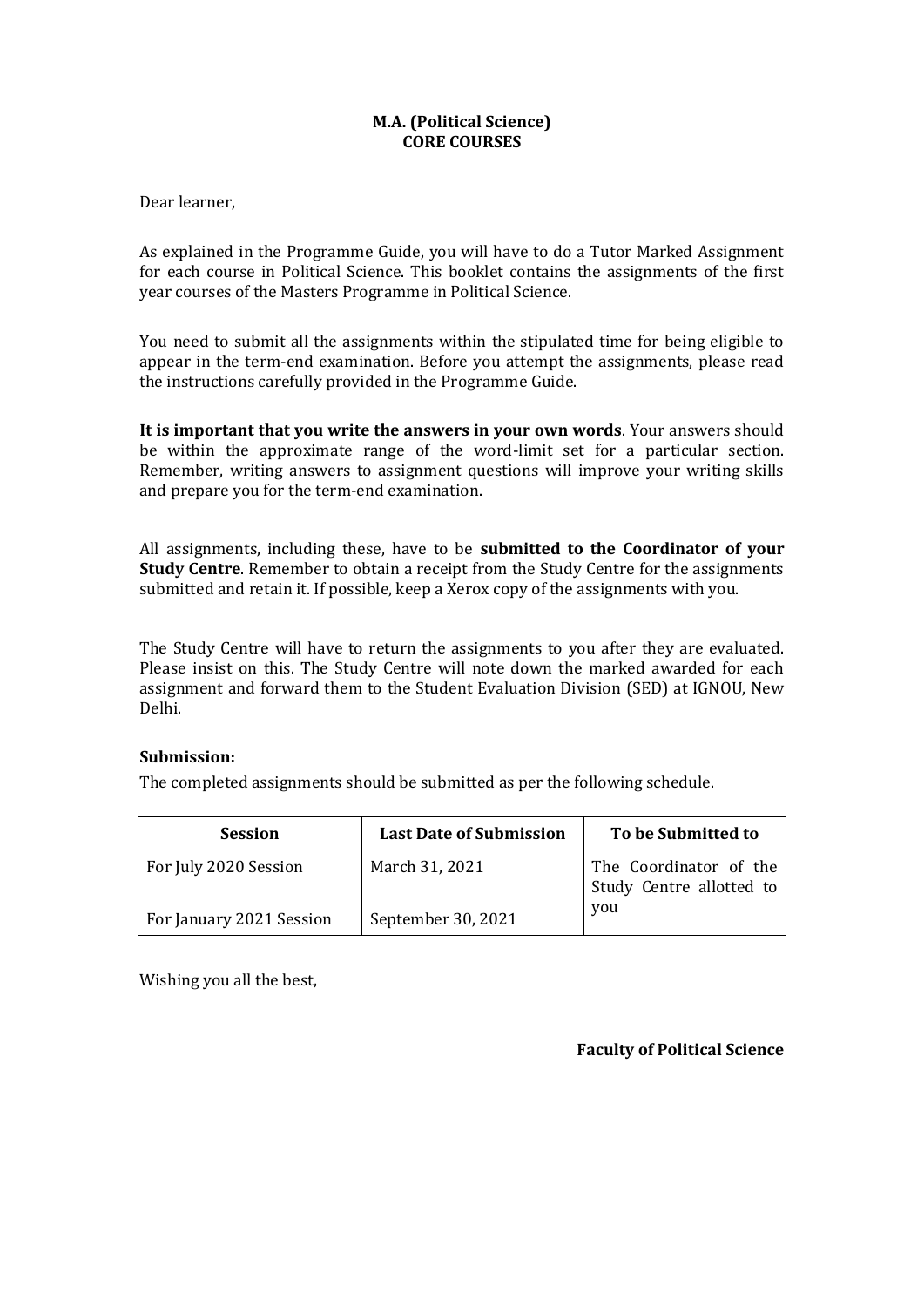**M.A. (Political Science)**
**CORE COURSES**

Dear learner,

As explained in the Programme Guide, you will have to do a Tutor Marked Assignment for each course in Political Science. This booklet contains the assignments of the first year courses of the Masters Programme in Political Science.

You need to submit all the assignments within the stipulated time for being eligible to appear in the term-end examination. Before you attempt the assignments, please read the instructions carefully provided in the Programme Guide.

**It is important that you write the answers in your own words**. Your answers should be within the approximate range of the word-limit set for a particular section. Remember, writing answers to assignment questions will improve your writing skills and prepare you for the term-end examination.

All assignments, including these, have to be **submitted to the Coordinator of your Study Centre**. Remember to obtain a receipt from the Study Centre for the assignments submitted and retain it. If possible, keep a Xerox copy of the assignments with you.

The Study Centre will have to return the assignments to you after they are evaluated. Please insist on this. The Study Centre will note down the marked awarded for each assignment and forward them to the Student Evaluation Division (SED) at IGNOU, New Delhi.

**Submission:**

The completed assignments should be submitted as per the following schedule.

| Session | Last Date of Submission | To be Submitted to |
|---|---|---|
| For July 2020 Session | March 31, 2021 | The Coordinator of the Study Centre allotted to you |
| For January 2021 Session | September 30, 2021 | |

Wishing you all the best,

**Faculty of Political Science**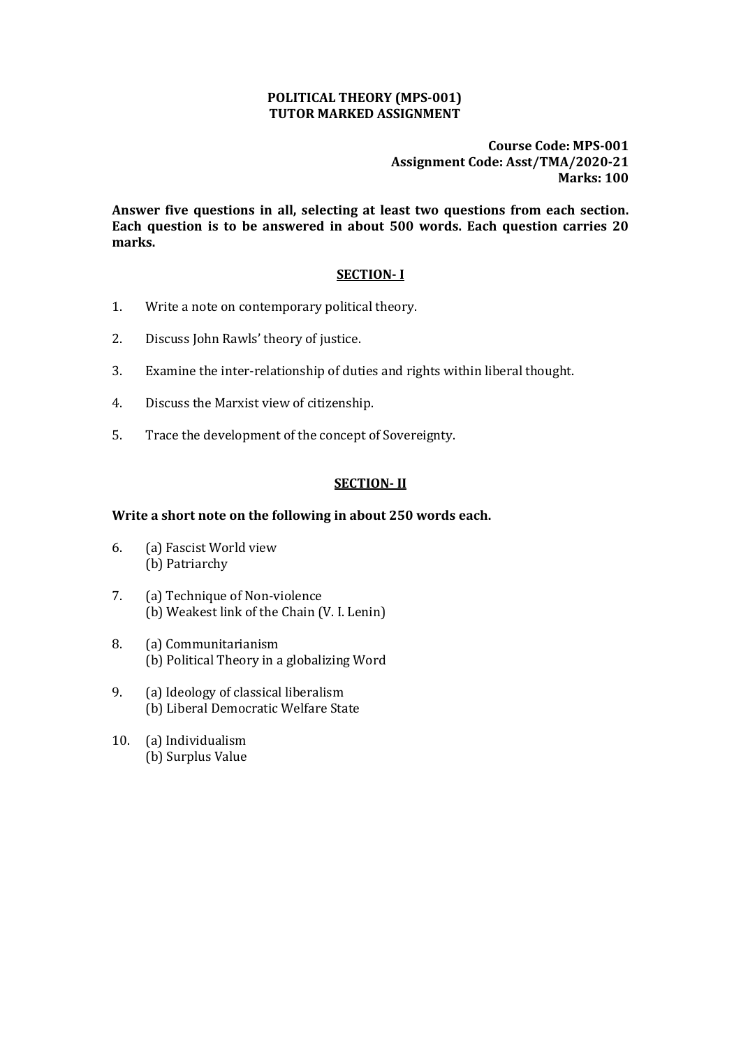**POLITICAL THEORY (MPS-001)**
**TUTOR MARKED ASSIGNMENT**

**Course Code: MPS-001**
**Assignment Code: Asst/TMA/2020-21**
**Marks: 100**

**Answer five questions in all, selecting at least two questions from each section. Each question is to be answered in about 500 words. Each question carries 20 marks.**

## SECTION- I

1. Write a note on contemporary political theory.
2. Discuss John Rawls' theory of justice.
3. Examine the inter-relationship of duties and rights within liberal thought.
4. Discuss the Marxist view of citizenship.
5. Trace the development of the concept of Sovereignty.

## SECTION- II

**Write a short note on the following in about 250 words each.**

6. (a) Fascist World view
   (b) Patriarchy
7. (a) Technique of Non-violence
   (b) Weakest link of the Chain (V. I. Lenin)
8. (a) Communitarianism
   (b) Political Theory in a globalizing Word
9. (a) Ideology of classical liberalism
   (b) Liberal Democratic Welfare State
10. (a) Individualism
    (b) Surplus Value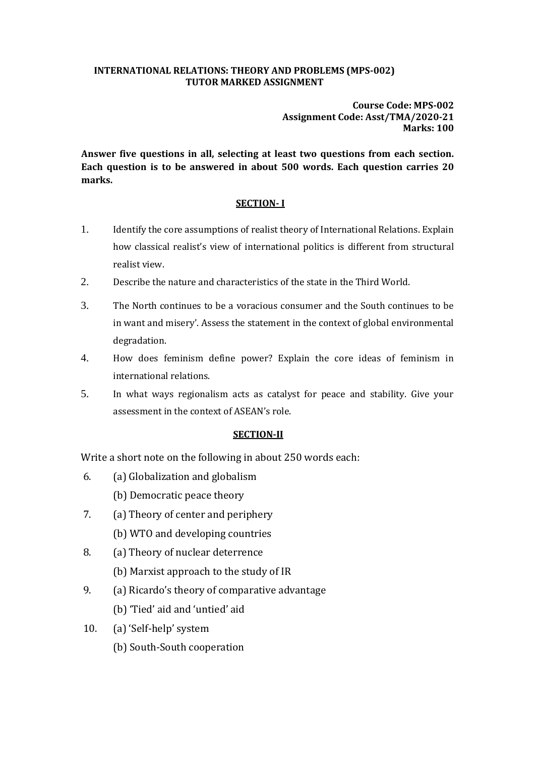**INTERNATIONAL RELATIONS: THEORY AND PROBLEMS (MPS-002)**
**TUTOR MARKED ASSIGNMENT**

**Course Code: MPS-002**
**Assignment Code: Asst/TMA/2020-21**
**Marks: 100**

**Answer five questions in all, selecting at least two questions from each section. Each question is to be answered in about 500 words. Each question carries 20 marks.**

## SECTION- I

1. Identify the core assumptions of realist theory of International Relations. Explain how classical realist's view of international politics is different from structural realist view.
2. Describe the nature and characteristics of the state in the Third World.
3. The North continues to be a voracious consumer and the South continues to be in want and misery'. Assess the statement in the context of global environmental degradation.
4. How does feminism define power? Explain the core ideas of feminism in international relations.
5. In what ways regionalism acts as catalyst for peace and stability. Give your assessment in the context of ASEAN's role.

## SECTION-II

Write a short note on the following in about 250 words each:

6. (a) Globalization and globalism
   (b) Democratic peace theory
7. (a) Theory of center and periphery
   (b) WTO and developing countries
8. (a) Theory of nuclear deterrence
   (b) Marxist approach to the study of IR
9. (a) Ricardo's theory of comparative advantage
   (b) 'Tied' aid and 'untied' aid
10. (a) 'Self-help' system
    (b) South-South cooperation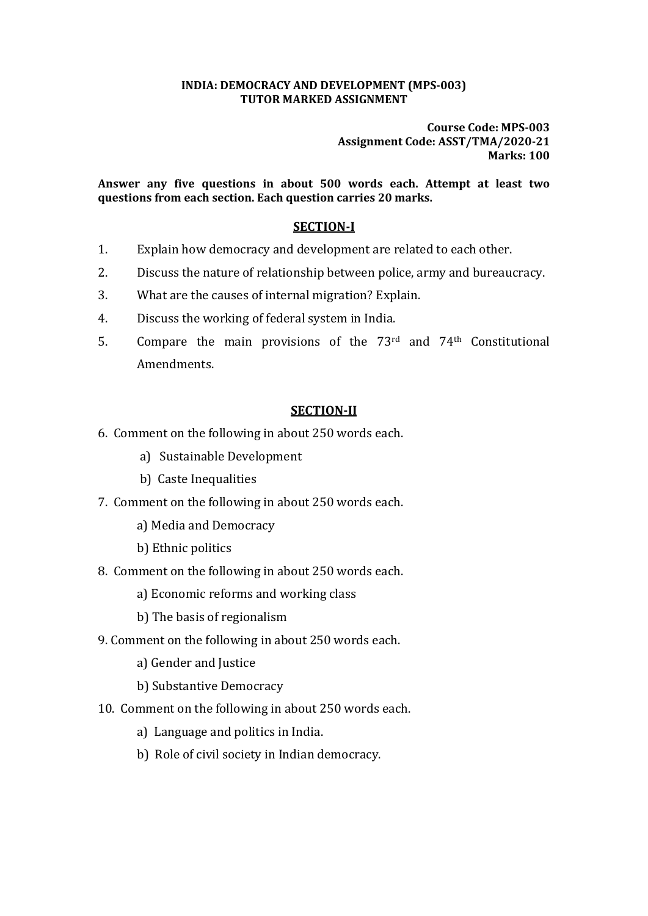**INDIA: DEMOCRACY AND DEVELOPMENT (MPS-003)**
**TUTOR MARKED ASSIGNMENT**

**Course Code: MPS-003**
**Assignment Code: ASST/TMA/2020-21**
**Marks: 100**

**Answer any five questions in about 500 words each. Attempt at least two questions from each section. Each question carries 20 marks.**

## SECTION-I

1. Explain how democracy and development are related to each other.
2. Discuss the nature of relationship between police, army and bureaucracy.
3. What are the causes of internal migration? Explain.
4. Discuss the working of federal system in India.
5. Compare the main provisions of the 73rd and 74th Constitutional Amendments.

## SECTION-II

6. Comment on the following in about 250 words each.
   a) Sustainable Development
   b) Caste Inequalities
7. Comment on the following in about 250 words each.
   a) Media and Democracy
   b) Ethnic politics
8. Comment on the following in about 250 words each.
   a) Economic reforms and working class
   b) The basis of regionalism
9. Comment on the following in about 250 words each.
   a) Gender and Justice
   b) Substantive Democracy
10. Comment on the following in about 250 words each.
    a) Language and politics in India.
    b) Role of civil society in Indian democracy.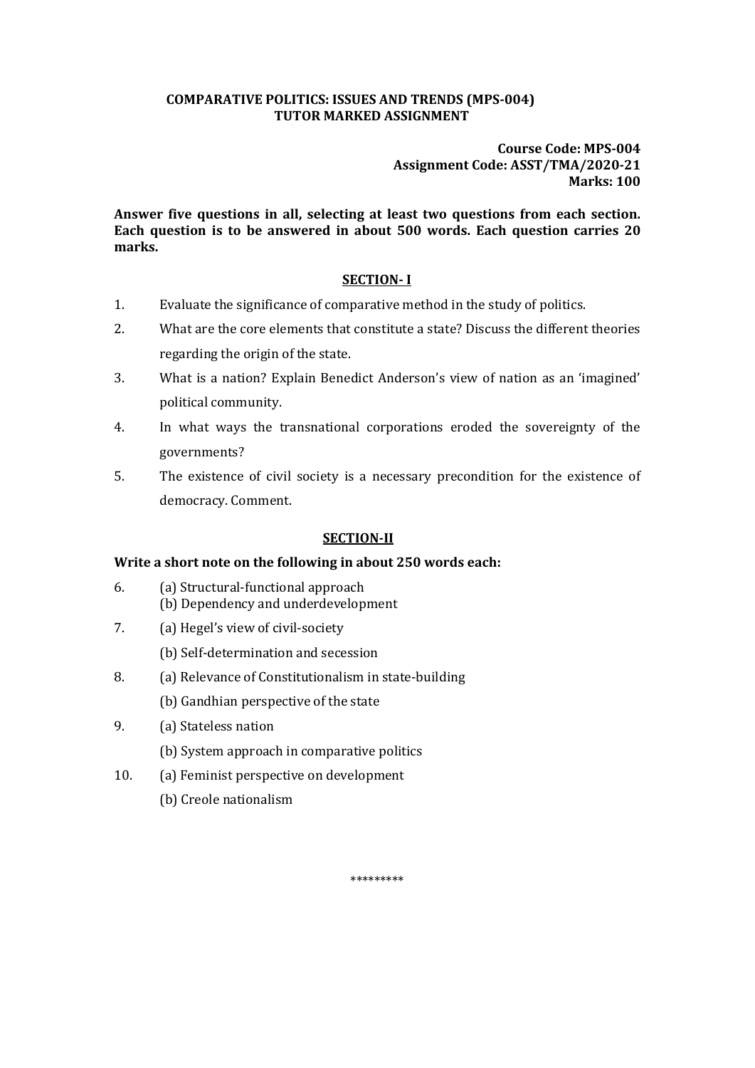**COMPARATIVE POLITICS: ISSUES AND TRENDS (MPS-004)**
**TUTOR MARKED ASSIGNMENT**

**Course Code: MPS-004**
**Assignment Code: ASST/TMA/2020-21**
**Marks: 100**

**Answer five questions in all, selecting at least two questions from each section. Each question is to be answered in about 500 words. Each question carries 20 marks.**

## SECTION- I

1. Evaluate the significance of comparative method in the study of politics.
2. What are the core elements that constitute a state? Discuss the different theories regarding the origin of the state.
3. What is a nation? Explain Benedict Anderson's view of nation as an 'imagined' political community.
4. In what ways the transnational corporations eroded the sovereignty of the governments?
5. The existence of civil society is a necessary precondition for the existence of democracy. Comment.

## SECTION-II

**Write a short note on the following in about 250 words each:**

6. (a) Structural-functional approach
   (b) Dependency and underdevelopment
7. (a) Hegel's view of civil-society
   (b) Self-determination and secession
8. (a) Relevance of Constitutionalism in state-building
   (b) Gandhian perspective of the state
9. (a) Stateless nation
   (b) System approach in comparative politics
10. (a) Feminist perspective on development
    (b) Creole nationalism

*********